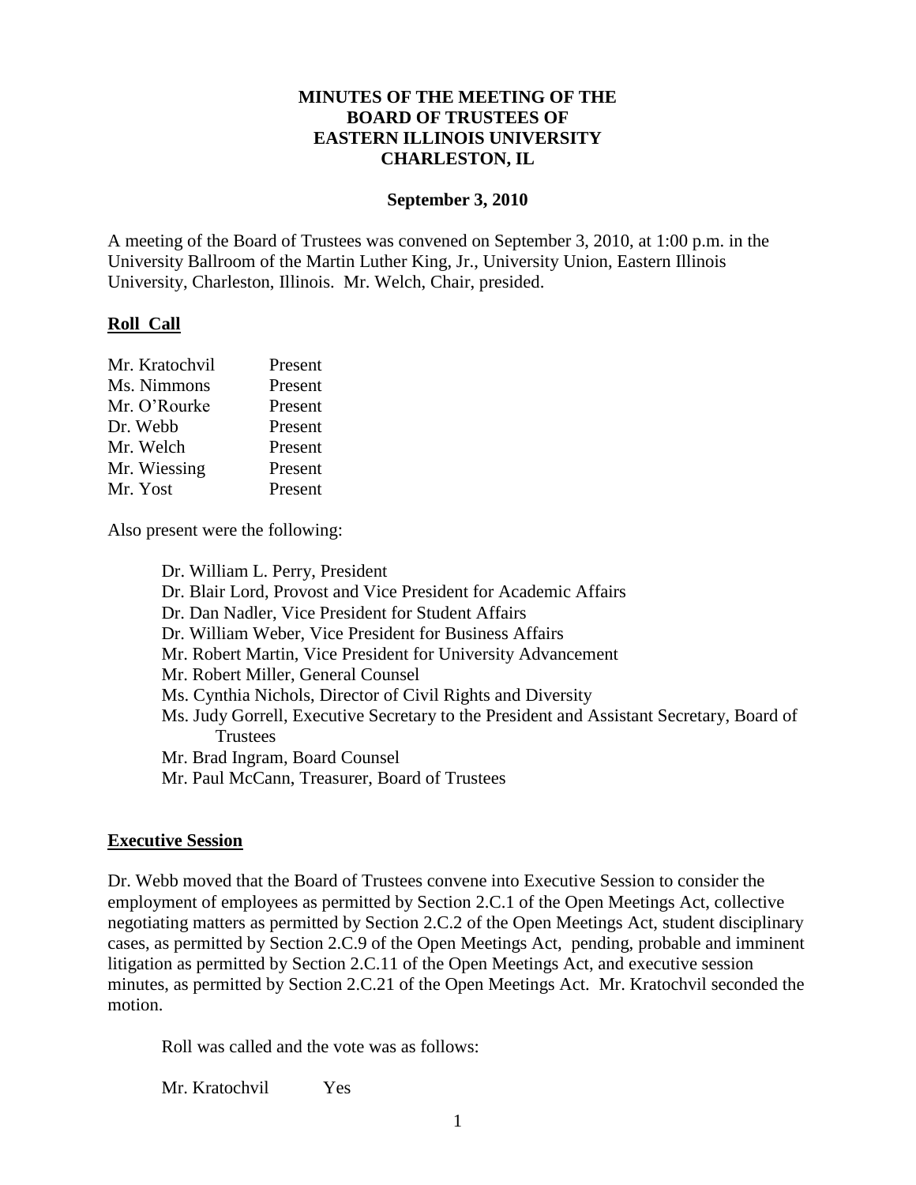# MINUTES OF THE MEETING OF THE BOARD OF TRUSTEES OF EASTERN ILLINOIS UNIVERSITY CHARLESTON, IL

**September 3, 2010**

A meeting of the Board of Trustees was convened on September 3, 2010, at 1:00 p.m. in the University Ballroom of the Martin Luther King, Jr., University Union, Eastern Illinois University, Charleston, Illinois. Mr. Welch, Chair, presided.

## Roll Call

| | |
|---|---|
| Mr. Kratochvil | Present |
| Ms. Nimmons | Present |
| Mr. O'Rourke | Present |
| Dr. Webb | Present |
| Mr. Welch | Present |
| Mr. Wiessing | Present |
| Mr. Yost | Present |

Also present were the following:

- Dr. William L. Perry, President
- Dr. Blair Lord, Provost and Vice President for Academic Affairs
- Dr. Dan Nadler, Vice President for Student Affairs
- Dr. William Weber, Vice President for Business Affairs
- Mr. Robert Martin, Vice President for University Advancement
- Mr. Robert Miller, General Counsel
- Ms. Cynthia Nichols, Director of Civil Rights and Diversity
- Ms. Judy Gorrell, Executive Secretary to the President and Assistant Secretary, Board of Trustees
- Mr. Brad Ingram, Board Counsel
- Mr. Paul McCann, Treasurer, Board of Trustees

## Executive Session

Dr. Webb moved that the Board of Trustees convene into Executive Session to consider the employment of employees as permitted by Section 2.C.1 of the Open Meetings Act, collective negotiating matters as permitted by Section 2.C.2 of the Open Meetings Act, student disciplinary cases, as permitted by Section 2.C.9 of the Open Meetings Act, pending, probable and imminent litigation as permitted by Section 2.C.11 of the Open Meetings Act, and executive session minutes, as permitted by Section 2.C.21 of the Open Meetings Act. Mr. Kratochvil seconded the motion.

Roll was called and the vote was as follows:

Mr. Kratochvil Yes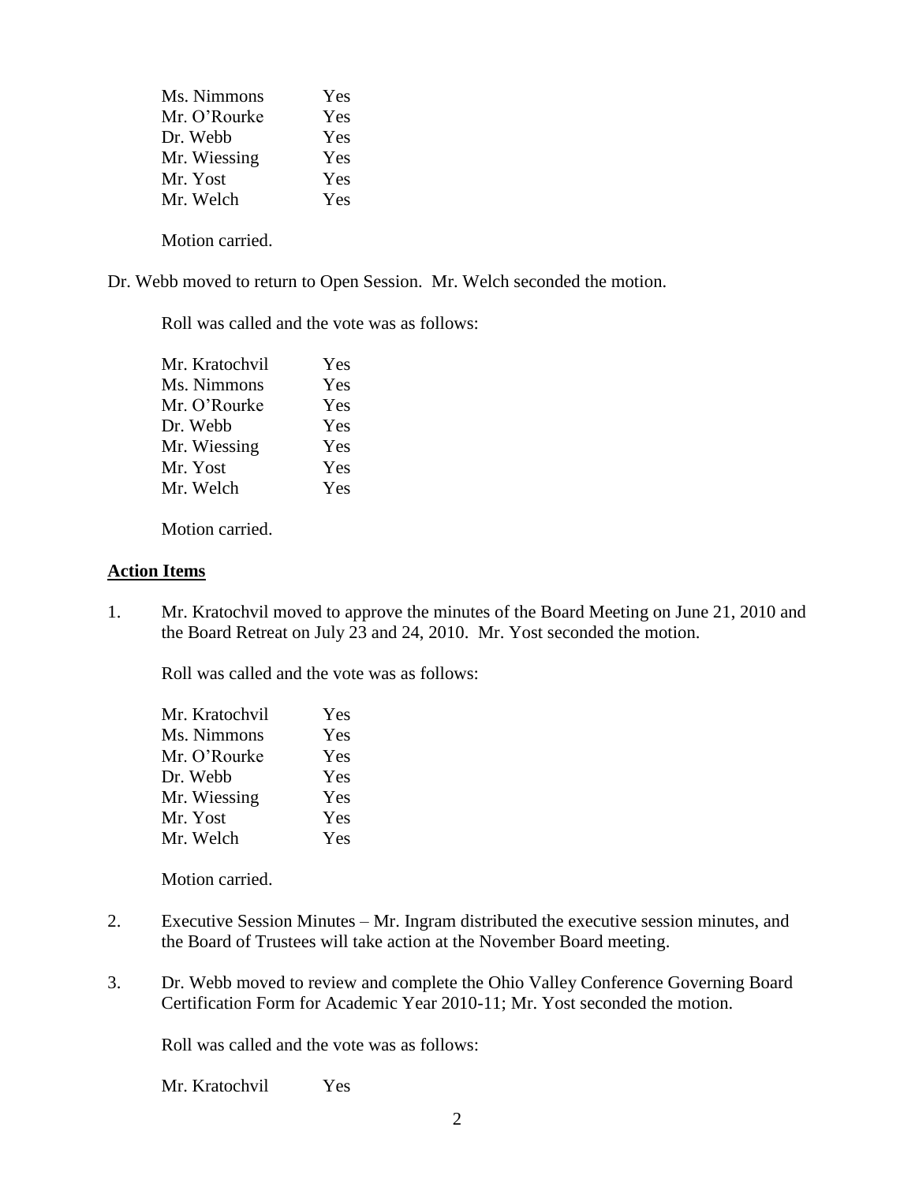| | |
|---|---|
| Ms. Nimmons | Yes |
| Mr. O'Rourke | Yes |
| Dr. Webb | Yes |
| Mr. Wiessing | Yes |
| Mr. Yost | Yes |
| Mr. Welch | Yes |

Motion carried.

Dr. Webb moved to return to Open Session. Mr. Welch seconded the motion.

Roll was called and the vote was as follows:

| | |
|---|---|
| Mr. Kratochvil | Yes |
| Ms. Nimmons | Yes |
| Mr. O'Rourke | Yes |
| Dr. Webb | Yes |
| Mr. Wiessing | Yes |
| Mr. Yost | Yes |
| Mr. Welch | Yes |

Motion carried.

## Action Items

1. Mr. Kratochvil moved to approve the minutes of the Board Meeting on June 21, 2010 and the Board Retreat on July 23 and 24, 2010. Mr. Yost seconded the motion.

   Roll was called and the vote was as follows:

   | | |
   |---|---|
   | Mr. Kratochvil | Yes |
   | Ms. Nimmons | Yes |
   | Mr. O'Rourke | Yes |
   | Dr. Webb | Yes |
   | Mr. Wiessing | Yes |
   | Mr. Yost | Yes |
   | Mr. Welch | Yes |

   Motion carried.

2. Executive Session Minutes – Mr. Ingram distributed the executive session minutes, and the Board of Trustees will take action at the November Board meeting.

3. Dr. Webb moved to review and complete the Ohio Valley Conference Governing Board Certification Form for Academic Year 2010-11; Mr. Yost seconded the motion.

   Roll was called and the vote was as follows:

   | | |
   |---|---|
   | Mr. Kratochvil | Yes |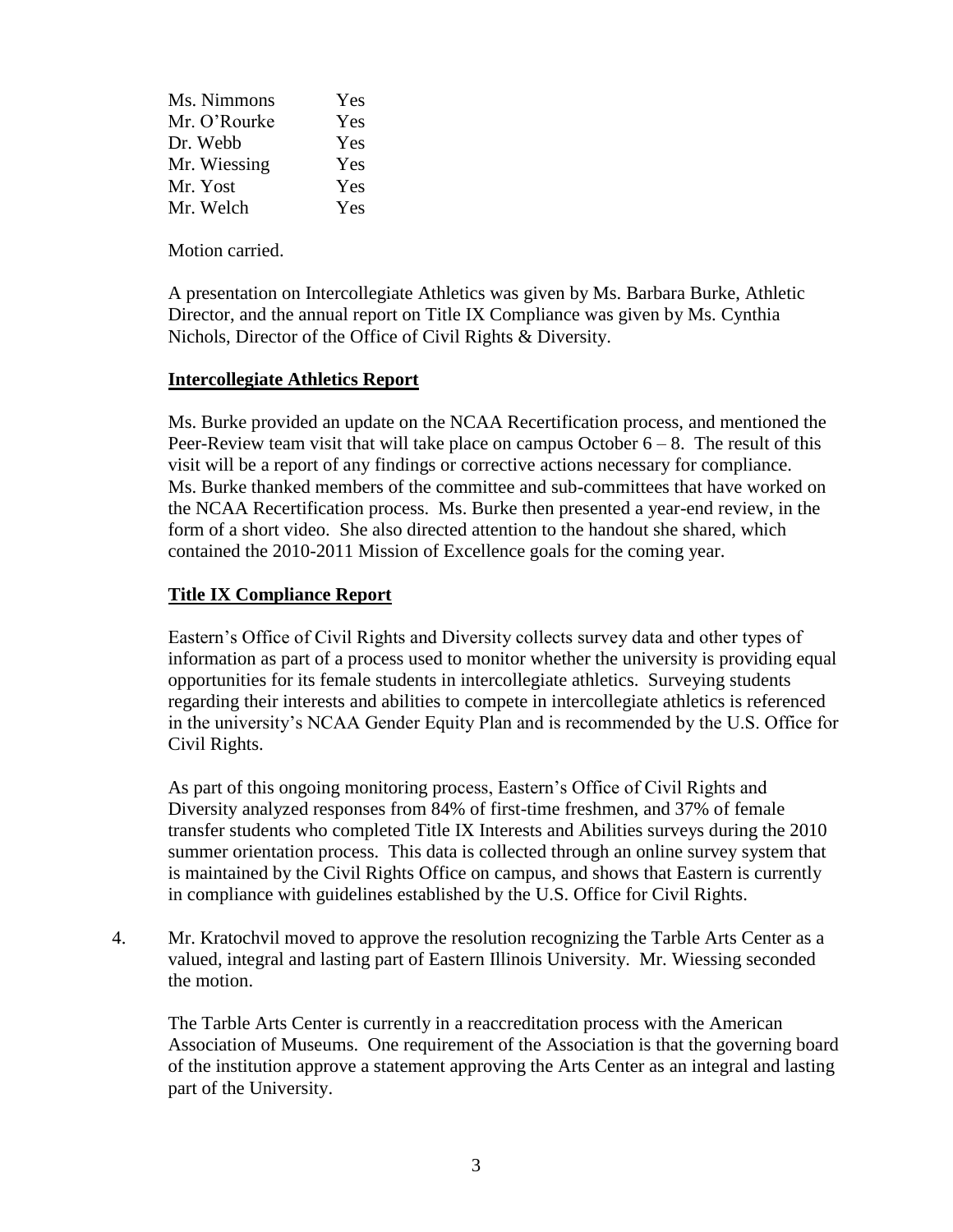| | |
|---|---|
| Ms. Nimmons | Yes |
| Mr. O'Rourke | Yes |
| Dr. Webb | Yes |
| Mr. Wiessing | Yes |
| Mr. Yost | Yes |
| Mr. Welch | Yes |

Motion carried.

A presentation on Intercollegiate Athletics was given by Ms. Barbara Burke, Athletic Director, and the annual report on Title IX Compliance was given by Ms. Cynthia Nichols, Director of the Office of Civil Rights & Diversity.

**Intercollegiate Athletics Report**

Ms. Burke provided an update on the NCAA Recertification process, and mentioned the Peer-Review team visit that will take place on campus October 6 – 8. The result of this visit will be a report of any findings or corrective actions necessary for compliance. Ms. Burke thanked members of the committee and sub-committees that have worked on the NCAA Recertification process. Ms. Burke then presented a year-end review, in the form of a short video. She also directed attention to the handout she shared, which contained the 2010-2011 Mission of Excellence goals for the coming year.

**Title IX Compliance Report**

Eastern's Office of Civil Rights and Diversity collects survey data and other types of information as part of a process used to monitor whether the university is providing equal opportunities for its female students in intercollegiate athletics. Surveying students regarding their interests and abilities to compete in intercollegiate athletics is referenced in the university's NCAA Gender Equity Plan and is recommended by the U.S. Office for Civil Rights.

As part of this ongoing monitoring process, Eastern's Office of Civil Rights and Diversity analyzed responses from 84% of first-time freshmen, and 37% of female transfer students who completed Title IX Interests and Abilities surveys during the 2010 summer orientation process. This data is collected through an online survey system that is maintained by the Civil Rights Office on campus, and shows that Eastern is currently in compliance with guidelines established by the U.S. Office for Civil Rights.

4. Mr. Kratochvil moved to approve the resolution recognizing the Tarble Arts Center as a valued, integral and lasting part of Eastern Illinois University. Mr. Wiessing seconded the motion.

   The Tarble Arts Center is currently in a reaccreditation process with the American Association of Museums. One requirement of the Association is that the governing board of the institution approve a statement approving the Arts Center as an integral and lasting part of the University.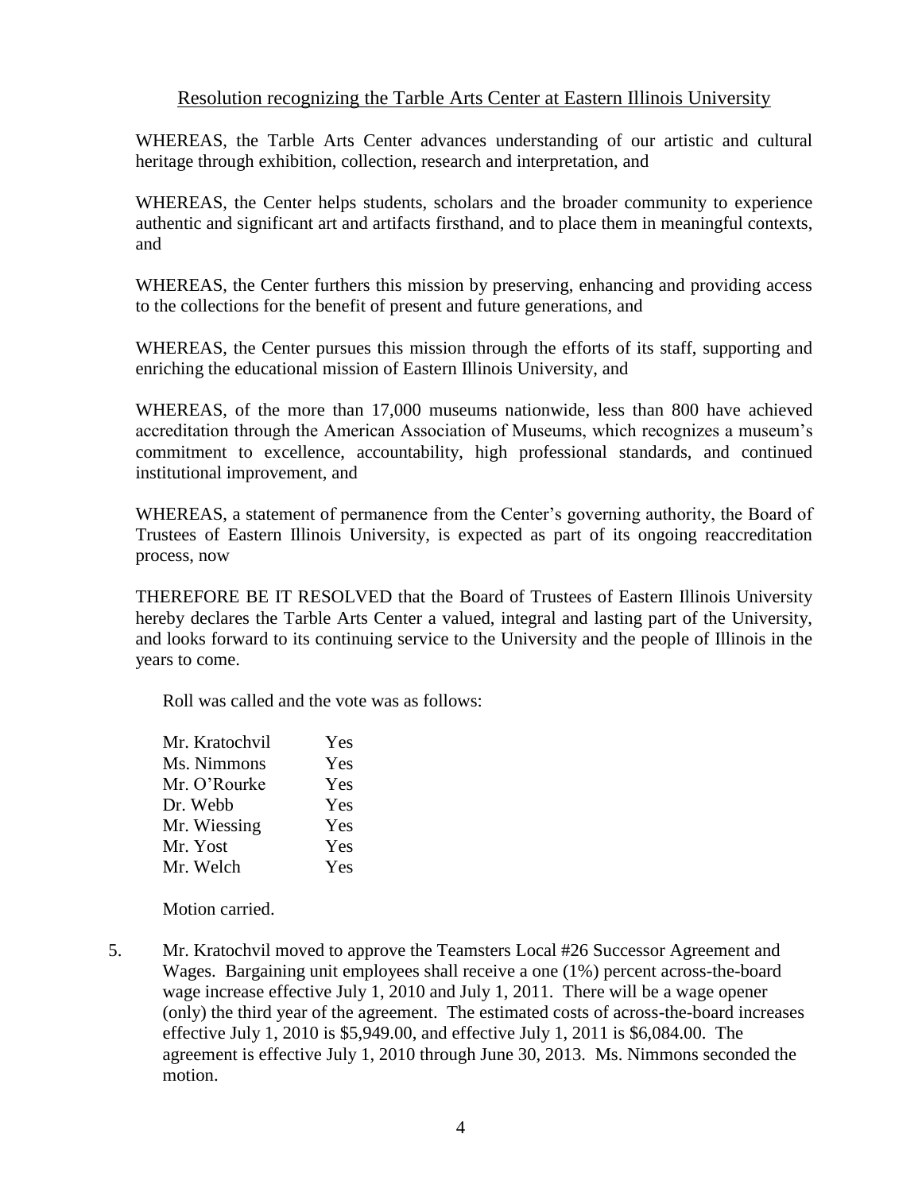Resolution recognizing the Tarble Arts Center at Eastern Illinois University

WHEREAS, the Tarble Arts Center advances understanding of our artistic and cultural heritage through exhibition, collection, research and interpretation, and

WHEREAS, the Center helps students, scholars and the broader community to experience authentic and significant art and artifacts firsthand, and to place them in meaningful contexts, and

WHEREAS, the Center furthers this mission by preserving, enhancing and providing access to the collections for the benefit of present and future generations, and

WHEREAS, the Center pursues this mission through the efforts of its staff, supporting and enriching the educational mission of Eastern Illinois University, and

WHEREAS, of the more than 17,000 museums nationwide, less than 800 have achieved accreditation through the American Association of Museums, which recognizes a museum's commitment to excellence, accountability, high professional standards, and continued institutional improvement, and

WHEREAS, a statement of permanence from the Center's governing authority, the Board of Trustees of Eastern Illinois University, is expected as part of its ongoing reaccreditation process, now

THEREFORE BE IT RESOLVED that the Board of Trustees of Eastern Illinois University hereby declares the Tarble Arts Center a valued, integral and lasting part of the University, and looks forward to its continuing service to the University and the people of Illinois in the years to come.

Roll was called and the vote was as follows:

| | |
|---|---|
| Mr. Kratochvil | Yes |
| Ms. Nimmons | Yes |
| Mr. O'Rourke | Yes |
| Dr. Webb | Yes |
| Mr. Wiessing | Yes |
| Mr. Yost | Yes |
| Mr. Welch | Yes |

Motion carried.

5. Mr. Kratochvil moved to approve the Teamsters Local #26 Successor Agreement and Wages. Bargaining unit employees shall receive a one (1%) percent across-the-board wage increase effective July 1, 2010 and July 1, 2011. There will be a wage opener (only) the third year of the agreement. The estimated costs of across-the-board increases effective July 1, 2010 is $5,949.00, and effective July 1, 2011 is $6,084.00. The agreement is effective July 1, 2010 through June 30, 2013. Ms. Nimmons seconded the motion.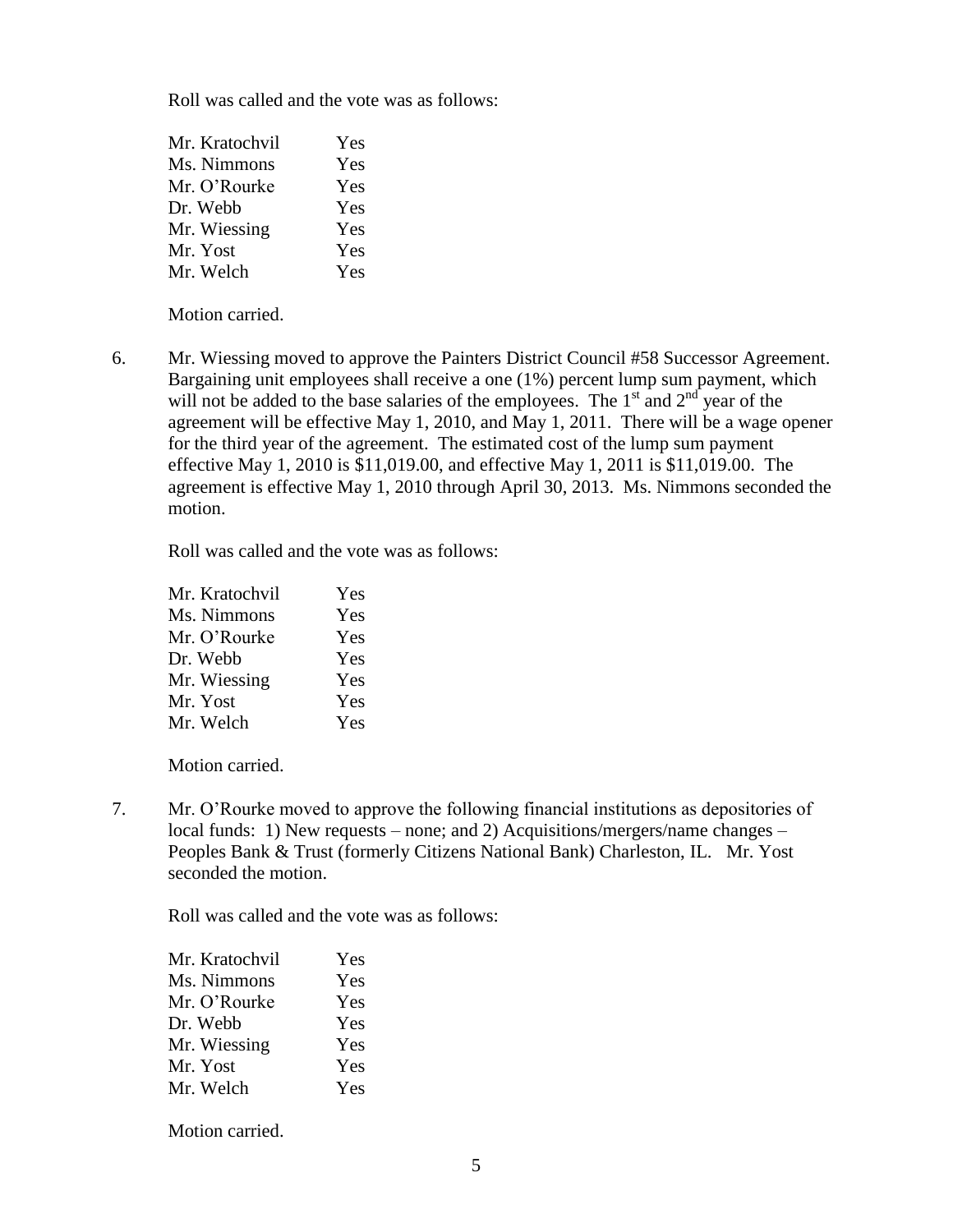Roll was called and the vote was as follows:

| | |
|---|---|
| Mr. Kratochvil | Yes |
| Ms. Nimmons | Yes |
| Mr. O'Rourke | Yes |
| Dr. Webb | Yes |
| Mr. Wiessing | Yes |
| Mr. Yost | Yes |
| Mr. Welch | Yes |

Motion carried.

6. Mr. Wiessing moved to approve the Painters District Council #58 Successor Agreement. Bargaining unit employees shall receive a one (1%) percent lump sum payment, which will not be added to the base salaries of the employees. The 1st and 2nd year of the agreement will be effective May 1, 2010, and May 1, 2011. There will be a wage opener for the third year of the agreement. The estimated cost of the lump sum payment effective May 1, 2010 is $11,019.00, and effective May 1, 2011 is $11,019.00. The agreement is effective May 1, 2010 through April 30, 2013. Ms. Nimmons seconded the motion.

   Roll was called and the vote was as follows:

| | |
|---|---|
| Mr. Kratochvil | Yes |
| Ms. Nimmons | Yes |
| Mr. O'Rourke | Yes |
| Dr. Webb | Yes |
| Mr. Wiessing | Yes |
| Mr. Yost | Yes |
| Mr. Welch | Yes |

   Motion carried.

7. Mr. O'Rourke moved to approve the following financial institutions as depositories of local funds: 1) New requests – none; and 2) Acquisitions/mergers/name changes – Peoples Bank & Trust (formerly Citizens National Bank) Charleston, IL. Mr. Yost seconded the motion.

   Roll was called and the vote was as follows:

| | |
|---|---|
| Mr. Kratochvil | Yes |
| Ms. Nimmons | Yes |
| Mr. O'Rourke | Yes |
| Dr. Webb | Yes |
| Mr. Wiessing | Yes |
| Mr. Yost | Yes |
| Mr. Welch | Yes |

   Motion carried.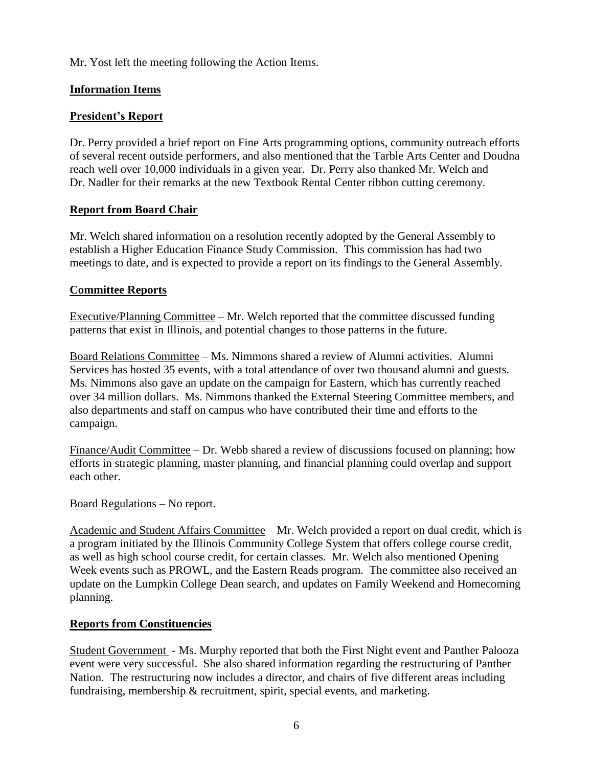Mr. Yost left the meeting following the Action Items.

## Information Items

### President's Report

Dr. Perry provided a brief report on Fine Arts programming options, community outreach efforts of several recent outside performers, and also mentioned that the Tarble Arts Center and Doudna reach well over 10,000 individuals in a given year. Dr. Perry also thanked Mr. Welch and Dr. Nadler for their remarks at the new Textbook Rental Center ribbon cutting ceremony.

### Report from Board Chair

Mr. Welch shared information on a resolution recently adopted by the General Assembly to establish a Higher Education Finance Study Commission. This commission has had two meetings to date, and is expected to provide a report on its findings to the General Assembly.

### Committee Reports

Executive/Planning Committee – Mr. Welch reported that the committee discussed funding patterns that exist in Illinois, and potential changes to those patterns in the future.

Board Relations Committee – Ms. Nimmons shared a review of Alumni activities. Alumni Services has hosted 35 events, with a total attendance of over two thousand alumni and guests. Ms. Nimmons also gave an update on the campaign for Eastern, which has currently reached over 34 million dollars. Ms. Nimmons thanked the External Steering Committee members, and also departments and staff on campus who have contributed their time and efforts to the campaign.

Finance/Audit Committee – Dr. Webb shared a review of discussions focused on planning; how efforts in strategic planning, master planning, and financial planning could overlap and support each other.

Board Regulations – No report.

Academic and Student Affairs Committee – Mr. Welch provided a report on dual credit, which is a program initiated by the Illinois Community College System that offers college course credit, as well as high school course credit, for certain classes. Mr. Welch also mentioned Opening Week events such as PROWL, and the Eastern Reads program. The committee also received an update on the Lumpkin College Dean search, and updates on Family Weekend and Homecoming planning.

### Reports from Constituencies

Student Government - Ms. Murphy reported that both the First Night event and Panther Palooza event were very successful. She also shared information regarding the restructuring of Panther Nation. The restructuring now includes a director, and chairs of five different areas including fundraising, membership & recruitment, spirit, special events, and marketing.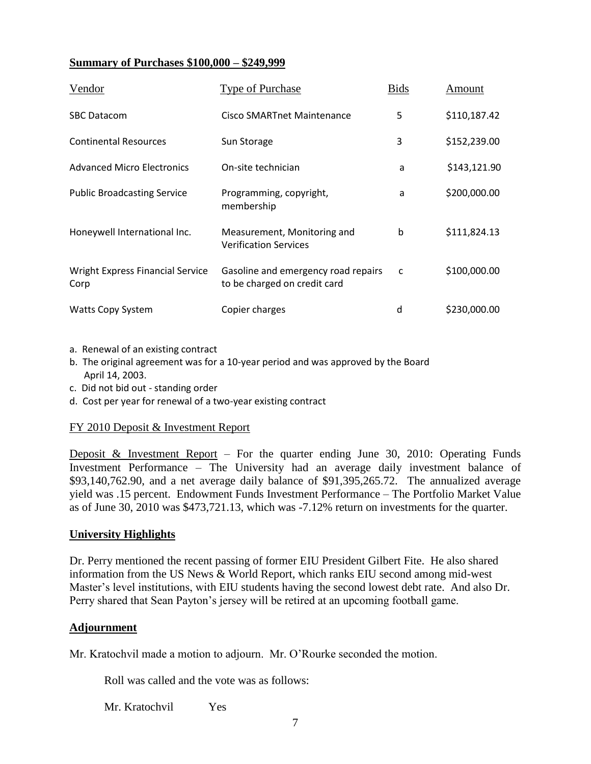**Summary of Purchases $100,000 – $249,999**

| Vendor | Type of Purchase | Bids | Amount |
| --- | --- | --- | --- |
| SBC Datacom | Cisco SMARTnet Maintenance | 5 | $110,187.42 |
| Continental Resources | Sun Storage | 3 | $152,239.00 |
| Advanced Micro Electronics | On-site technician | a | $143,121.90 |
| Public Broadcasting Service | Programming, copyright, membership | a | $200,000.00 |
| Honeywell International Inc. | Measurement, Monitoring and Verification Services | b | $111,824.13 |
| Wright Express Financial Service Corp | Gasoline and emergency road repairs to be charged on credit card | c | $100,000.00 |
| Watts Copy System | Copier charges | d | $230,000.00 |

a. Renewal of an existing contract
b. The original agreement was for a 10-year period and was approved by the Board April 14, 2003.
c. Did not bid out - standing order
d. Cost per year for renewal of a two-year existing contract

FY 2010 Deposit & Investment Report

Deposit & Investment Report – For the quarter ending June 30, 2010: Operating Funds Investment Performance – The University had an average daily investment balance of $93,140,762.90, and a net average daily balance of $91,395,265.72. The annualized average yield was .15 percent. Endowment Funds Investment Performance – The Portfolio Market Value as of June 30, 2010 was $473,721.13, which was -7.12% return on investments for the quarter.

**University Highlights**

Dr. Perry mentioned the recent passing of former EIU President Gilbert Fite. He also shared information from the US News & World Report, which ranks EIU second among mid-west Master's level institutions, with EIU students having the second lowest debt rate. And also Dr. Perry shared that Sean Payton's jersey will be retired at an upcoming football game.

**Adjournment**

Mr. Kratochvil made a motion to adjourn. Mr. O'Rourke seconded the motion.

Roll was called and the vote was as follows:

Mr. Kratochvil Yes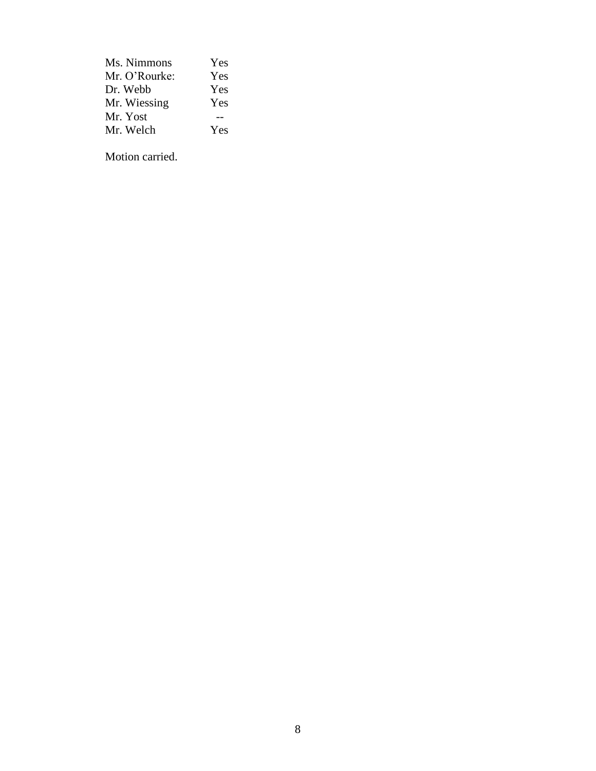| | |
|---|---|
| Ms. Nimmons | Yes |
| Mr. O'Rourke: | Yes |
| Dr. Webb | Yes |
| Mr. Wiessing | Yes |
| Mr. Yost | -- |
| Mr. Welch | Yes |

Motion carried.